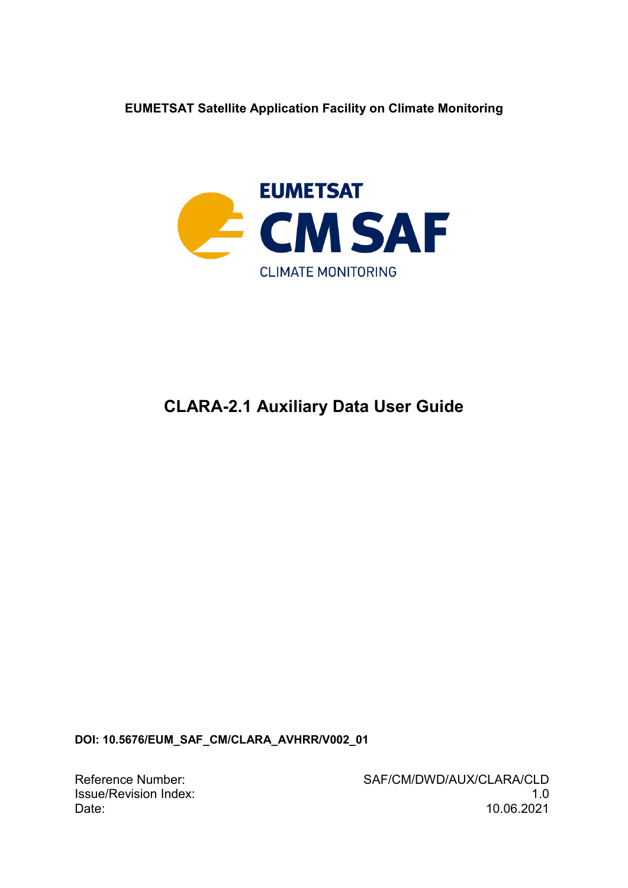**EUMETSAT Satellite Application Facility on Climate Monitoring**

EUMETSAT
CM SAF
CLIMATE MONITORING

# CLARA-2.1 Auxiliary Data User Guide

**DOI: 10.5676/EUM_SAF_CM/CLARA_AVHRR/V002_01**

| | |
|---|---|
| Reference Number: | SAF/CM/DWD/AUX/CLARA/CLD |
| Issue/Revision Index: | 1.0 |
| Date: | 10.06.2021 |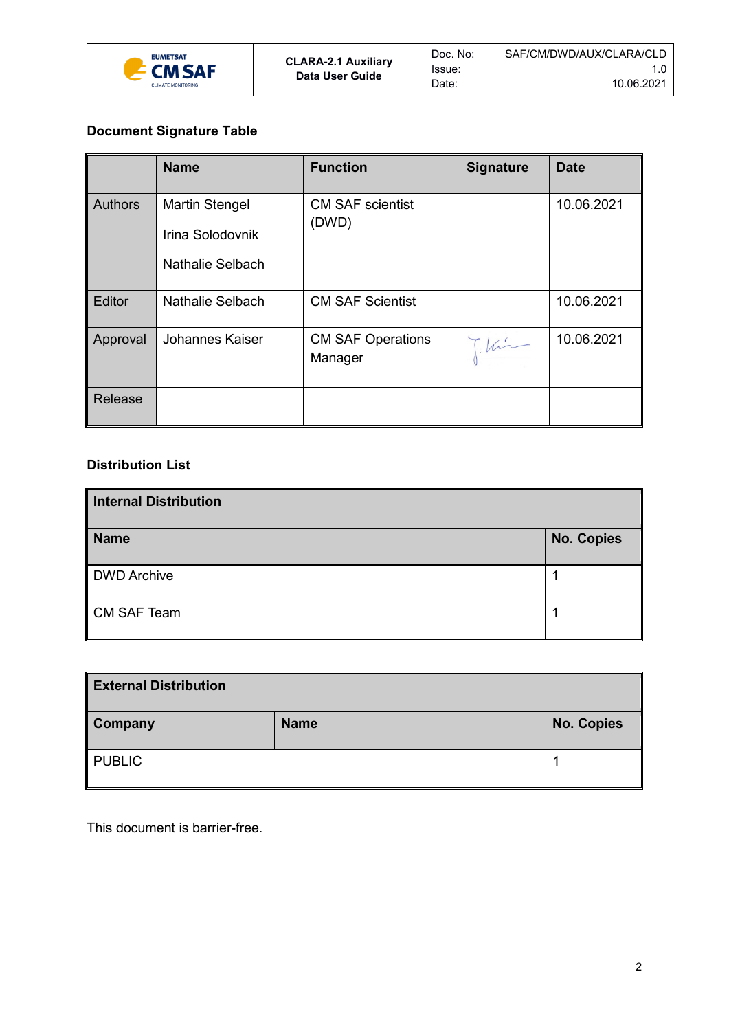**Document Signature Table**

| | Name | Function | Signature | Date |
|---|---|---|---|---|
| Authors | Martin Stengel<br>Irina Solodovnik<br>Nathalie Selbach | CM SAF scientist (DWD) | | 10.06.2021 |
| Editor | Nathalie Selbach | CM SAF Scientist | | 10.06.2021 |
| Approval | Johannes Kaiser | CM SAF Operations Manager | | 10.06.2021 |
| Release | | | | |

**Distribution List**

| Internal Distribution | |
|---|---|
| **Name** | **No. Copies** |
| DWD Archive | 1 |
| CM SAF Team | 1 |

| External Distribution | | |
|---|---|---|
| **Company** | **Name** | **No. Copies** |
| PUBLIC | | 1 |

This document is barrier-free.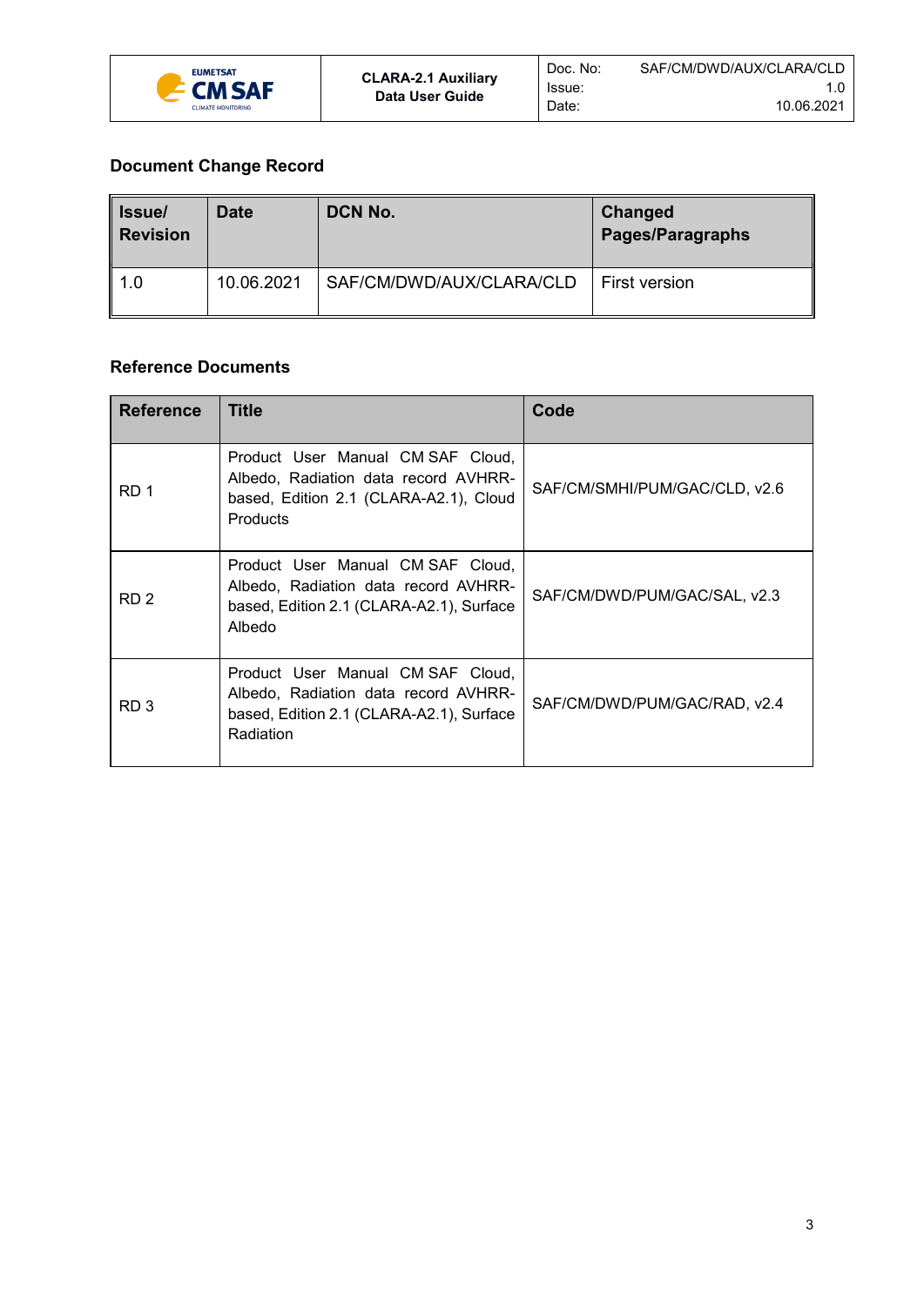## Document Change Record

| Issue/ Revision | Date | DCN No. | Changed Pages/Paragraphs |
|---|---|---|---|
| 1.0 | 10.06.2021 | SAF/CM/DWD/AUX/CLARA/CLD | First version |

## Reference Documents

| Reference | Title | Code |
|---|---|---|
| RD 1 | Product User Manual CM SAF Cloud, Albedo, Radiation data record AVHRR-based, Edition 2.1 (CLARA-A2.1), Cloud Products | SAF/CM/SMHI/PUM/GAC/CLD, v2.6 |
| RD 2 | Product User Manual CM SAF Cloud, Albedo, Radiation data record AVHRR-based, Edition 2.1 (CLARA-A2.1), Surface Albedo | SAF/CM/DWD/PUM/GAC/SAL, v2.3 |
| RD 3 | Product User Manual CM SAF Cloud, Albedo, Radiation data record AVHRR-based, Edition 2.1 (CLARA-A2.1), Surface Radiation | SAF/CM/DWD/PUM/GAC/RAD, v2.4 |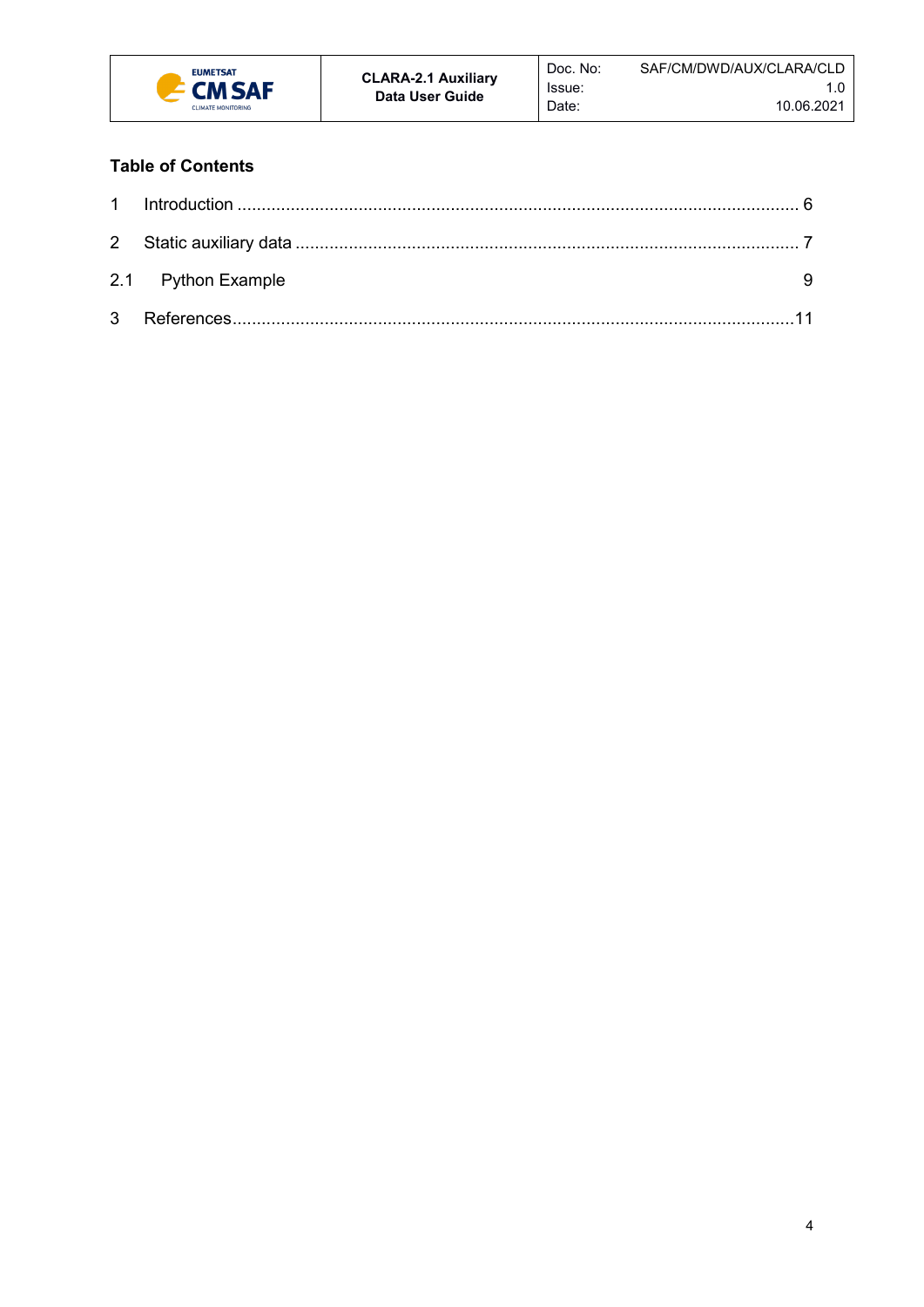## Table of Contents

1 Introduction ........................................................................................................................ 6

2 Static auxiliary data ........................................................................................................... 7

2.1 Python Example 9

3 References..........................................................................................................................11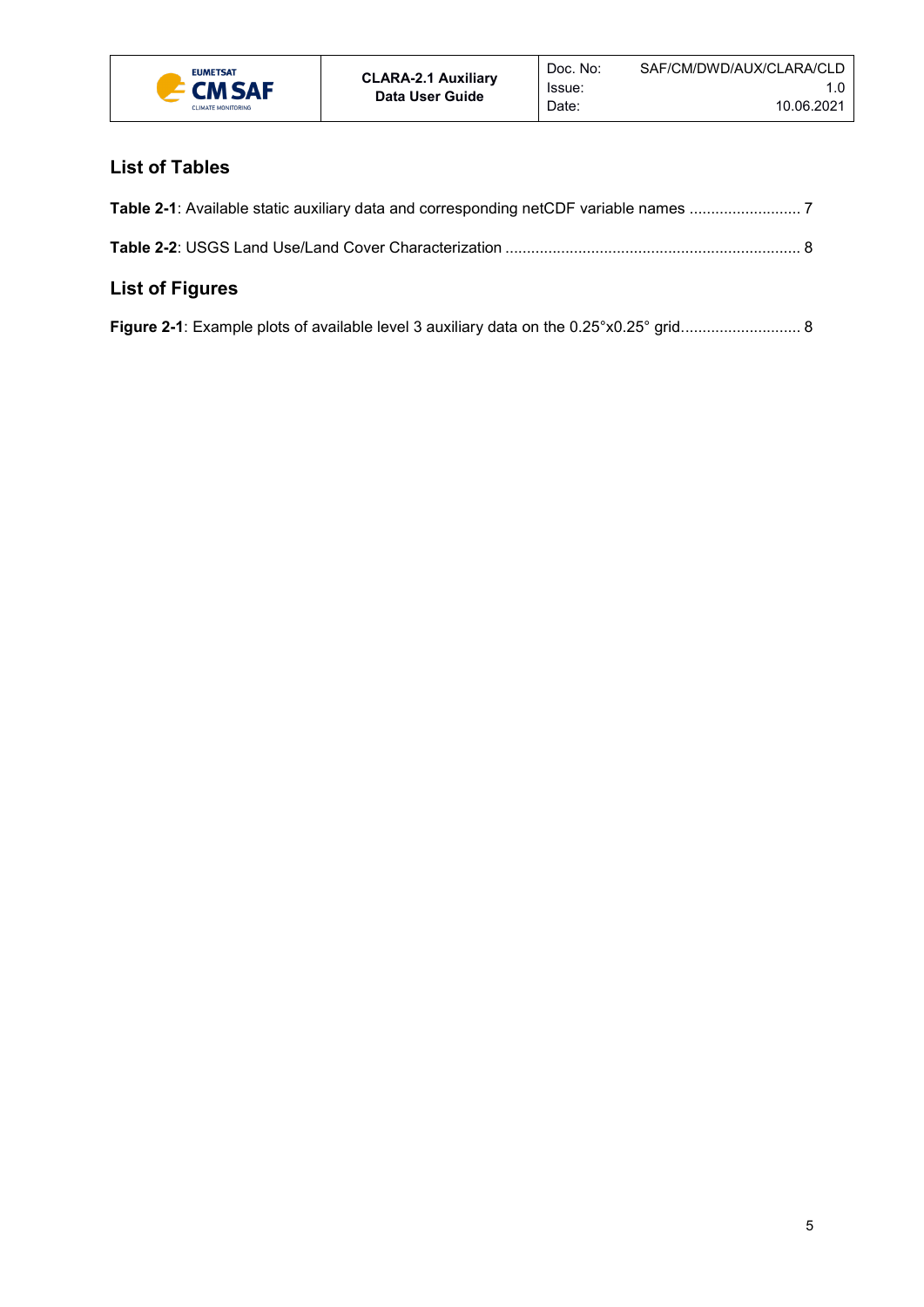## List of Tables

**Table 2-1**: Available static auxiliary data and corresponding netCDF variable names .......................... 7

**Table 2-2**: USGS Land Use/Land Cover Characterization .................................................................... 8

## List of Figures

**Figure 2-1**: Example plots of available level 3 auxiliary data on the 0.25°x0.25° grid............................ 8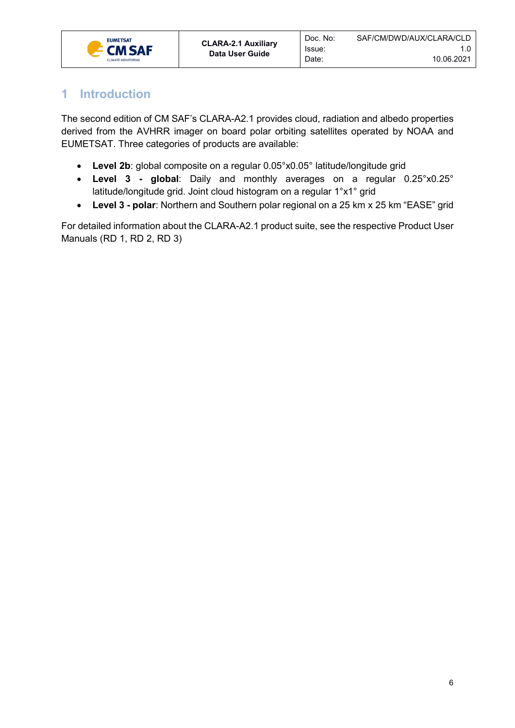# 1 Introduction

The second edition of CM SAF's CLARA-A2.1 provides cloud, radiation and albedo properties derived from the AVHRR imager on board polar orbiting satellites operated by NOAA and EUMETSAT. Three categories of products are available:

- **Level 2b**: global composite on a regular 0.05°x0.05° latitude/longitude grid
- **Level 3 - global**: Daily and monthly averages on a regular 0.25°x0.25° latitude/longitude grid. Joint cloud histogram on a regular 1°x1° grid
- **Level 3 - polar**: Northern and Southern polar regional on a 25 km x 25 km "EASE" grid

For detailed information about the CLARA-A2.1 product suite, see the respective Product User Manuals (RD 1, RD 2, RD 3)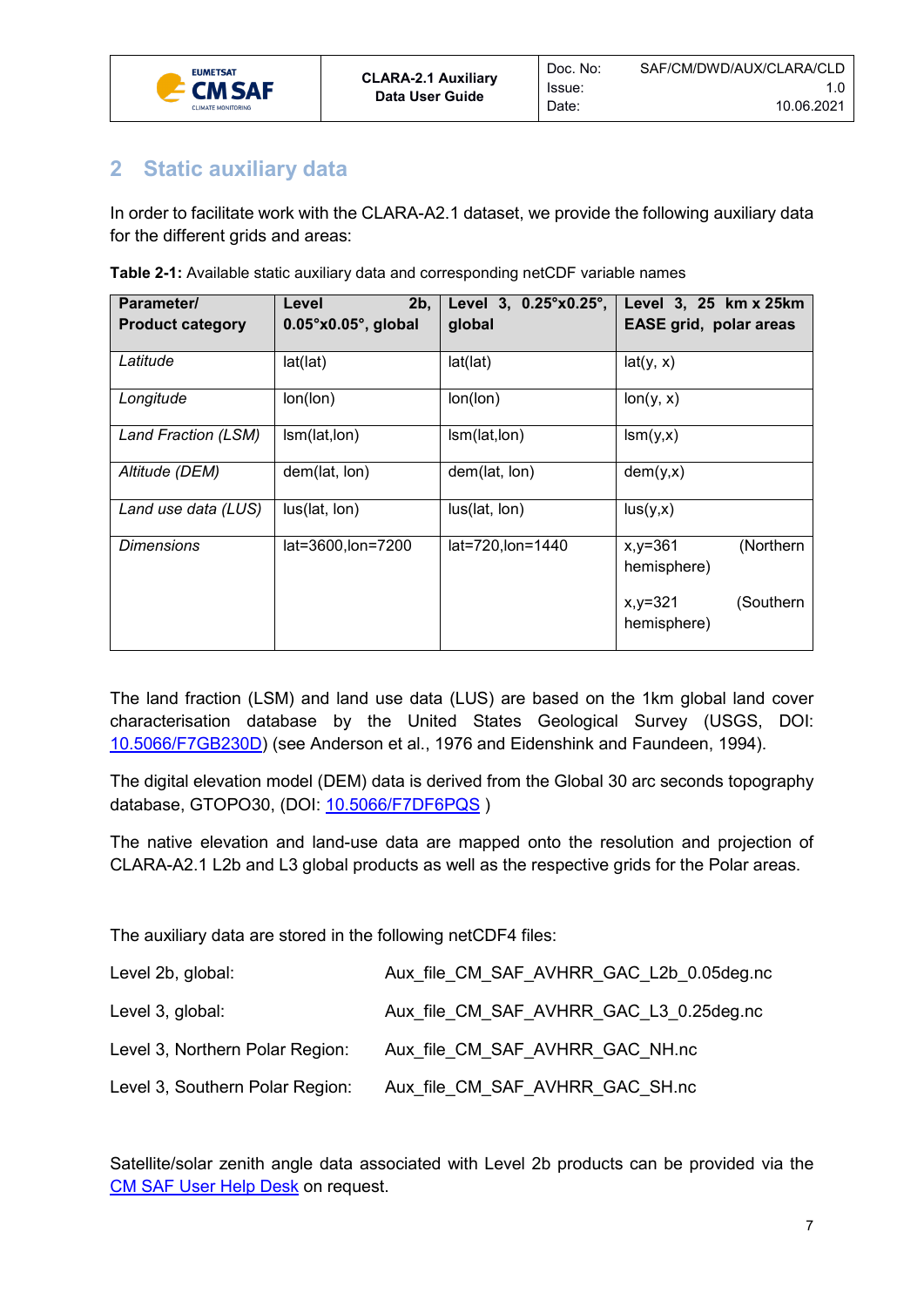## 2 Static auxiliary data

In order to facilitate work with the CLARA-A2.1 dataset, we provide the following auxiliary data for the different grids and areas:

**Table 2-1:** Available static auxiliary data and corresponding netCDF variable names

| **Parameter/ Product category** | **Level 2b, 0.05°x0.05°, global** | **Level 3, 0.25°x0.25°, global** | **Level 3, 25 km x 25km EASE grid, polar areas** |
|---|---|---|---|
| *Latitude* | lat(lat) | lat(lat) | lat(y, x) |
| *Longitude* | lon(lon) | lon(lon) | lon(y, x) |
| *Land Fraction (LSM)* | lsm(lat,lon) | lsm(lat,lon) | lsm(y,x) |
| *Altitude (DEM)* | dem(lat, lon) | dem(lat, lon) | dem(y,x) |
| *Land use data (LUS)* | lus(lat, lon) | lus(lat, lon) | lus(y,x) |
| *Dimensions* | lat=3600,lon=7200 | lat=720,lon=1440 | x,y=361 (Northern hemisphere)<br><br>x,y=321 (Southern hemisphere) |

The land fraction (LSM) and land use data (LUS) are based on the 1km global land cover characterisation database by the United States Geological Survey (USGS, DOI: 10.5066/F7GB230D) (see Anderson et al., 1976 and Eidenshink and Faundeen, 1994).

The digital elevation model (DEM) data is derived from the Global 30 arc seconds topography database, GTOPO30, (DOI: 10.5066/F7DF6PQS )

The native elevation and land-use data are mapped onto the resolution and projection of CLARA-A2.1 L2b and L3 global products as well as the respective grids for the Polar areas.

The auxiliary data are stored in the following netCDF4 files:

Level 2b, global: Aux_file_CM_SAF_AVHRR_GAC_L2b_0.05deg.nc

Level 3, global: Aux_file_CM_SAF_AVHRR_GAC_L3_0.25deg.nc

Level 3, Northern Polar Region: Aux_file_CM_SAF_AVHRR_GAC_NH.nc

Level 3, Southern Polar Region: Aux_file_CM_SAF_AVHRR_GAC_SH.nc

Satellite/solar zenith angle data associated with Level 2b products can be provided via the CM SAF User Help Desk on request.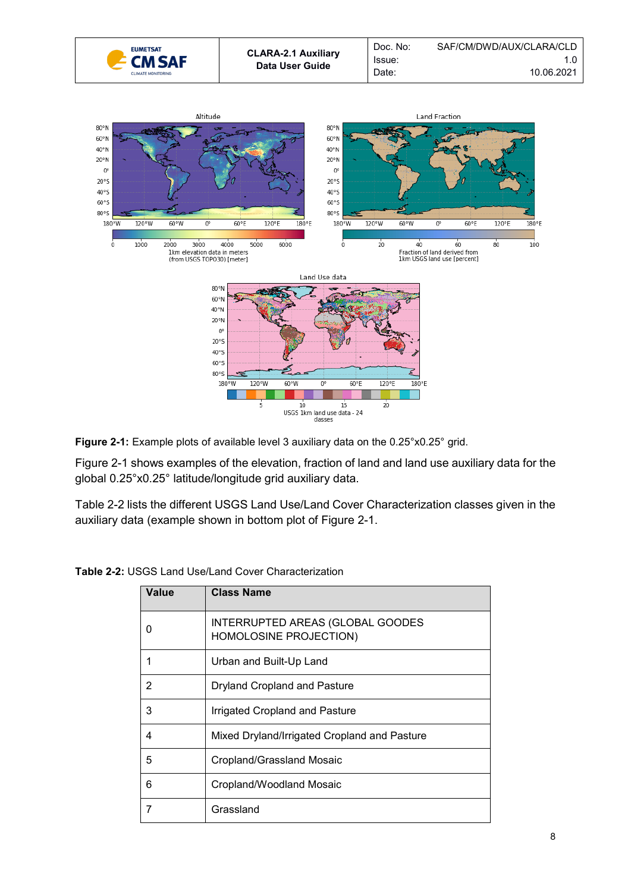**Figure 2-1:** Example plots of available level 3 auxiliary data on the 0.25°x0.25° grid.

Figure 2-1 shows examples of the elevation, fraction of land and land use auxiliary data for the global 0.25°x0.25° latitude/longitude grid auxiliary data.

Table 2-2 lists the different USGS Land Use/Land Cover Characterization classes given in the auxiliary data (example shown in bottom plot of Figure 2-1.

**Table 2-2:** USGS Land Use/Land Cover Characterization

| Value | Class Name |
|---|---|
| 0 | INTERRUPTED AREAS (GLOBAL GOODES HOMOLOSINE PROJECTION) |
| 1 | Urban and Built-Up Land |
| 2 | Dryland Cropland and Pasture |
| 3 | Irrigated Cropland and Pasture |
| 4 | Mixed Dryland/Irrigated Cropland and Pasture |
| 5 | Cropland/Grassland Mosaic |
| 6 | Cropland/Woodland Mosaic |
| 7 | Grassland |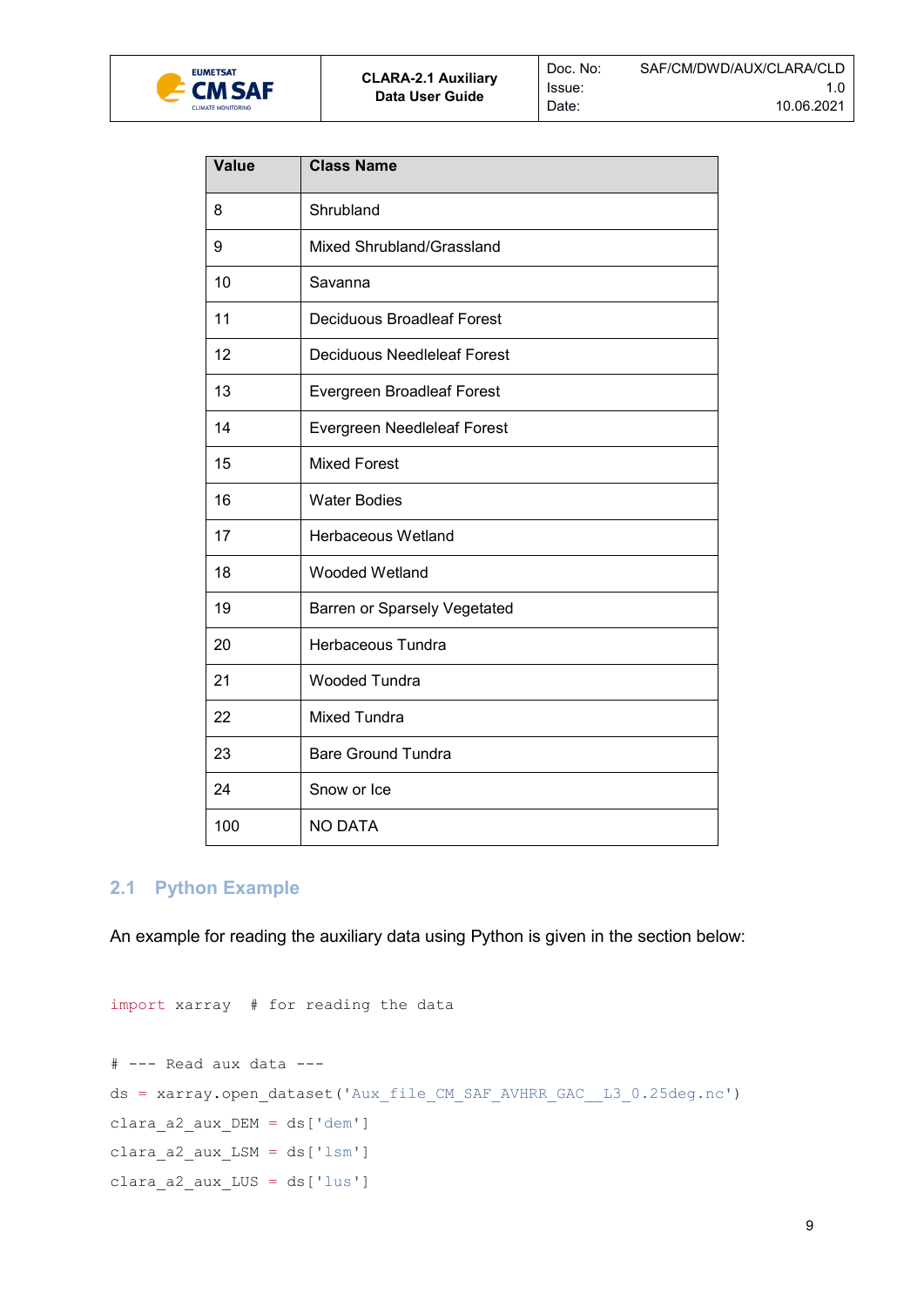| Value | Class Name |
|---|---|
| 8 | Shrubland |
| 9 | Mixed Shrubland/Grassland |
| 10 | Savanna |
| 11 | Deciduous Broadleaf Forest |
| 12 | Deciduous Needleleaf Forest |
| 13 | Evergreen Broadleaf Forest |
| 14 | Evergreen Needleleaf Forest |
| 15 | Mixed Forest |
| 16 | Water Bodies |
| 17 | Herbaceous Wetland |
| 18 | Wooded Wetland |
| 19 | Barren or Sparsely Vegetated |
| 20 | Herbaceous Tundra |
| 21 | Wooded Tundra |
| 22 | Mixed Tundra |
| 23 | Bare Ground Tundra |
| 24 | Snow or Ice |
| 100 | NO DATA |

## 2.1 Python Example

An example for reading the auxiliary data using Python is given in the section below:

```
import xarray  # for reading the data

# --- Read aux data ---
ds = xarray.open_dataset('Aux_file_CM_SAF_AVHRR_GAC__L3_0.25deg.nc')
clara_a2_aux_DEM = ds['dem']
clara_a2_aux_LSM = ds['lsm']
clara_a2_aux_LUS = ds['lus']
```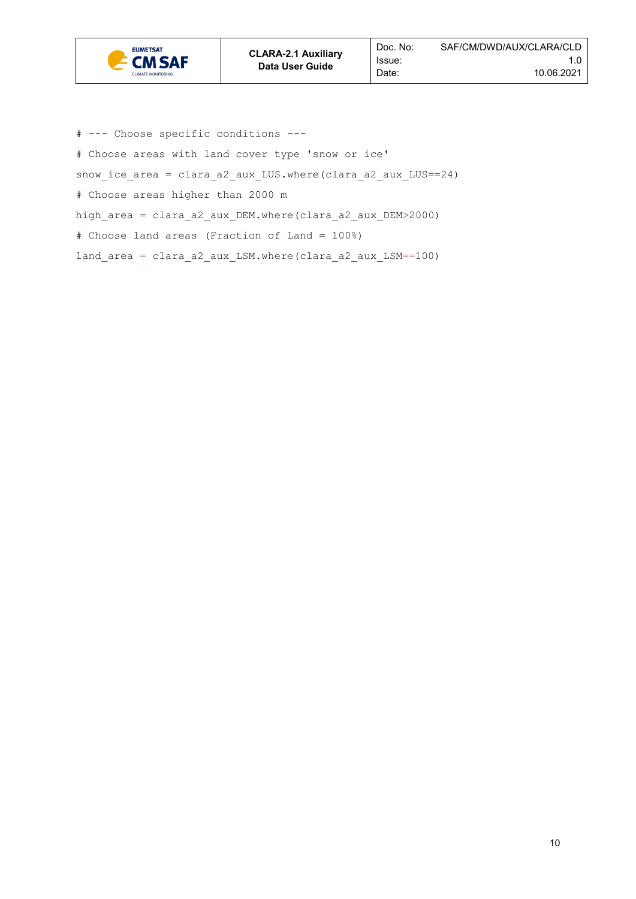```
# --- Choose specific conditions ---
# Choose areas with land cover type 'snow or ice'
snow_ice_area = clara_a2_aux_LUS.where(clara_a2_aux_LUS==24)
# Choose areas higher than 2000 m
high_area = clara_a2_aux_DEM.where(clara_a2_aux_DEM>2000)
# Choose land areas (Fraction of Land = 100%)
land_area = clara_a2_aux_LSM.where(clara_a2_aux_LSM==100)
```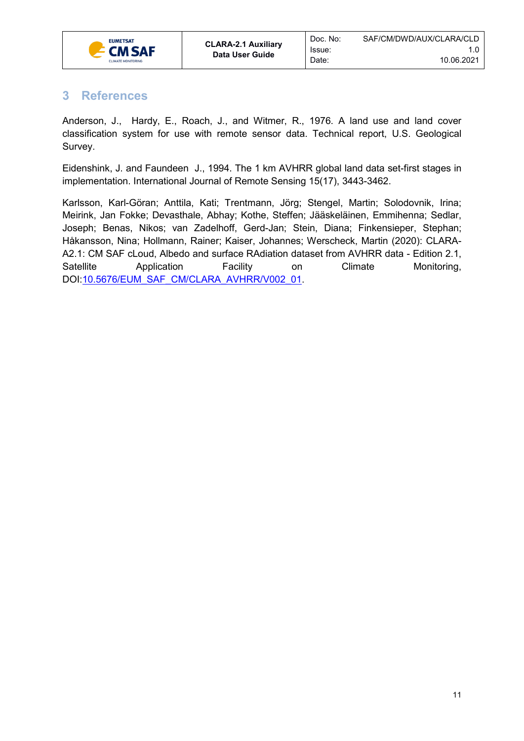# 3 References

Anderson, J., Hardy, E., Roach, J., and Witmer, R., 1976. A land use and land cover classification system for use with remote sensor data. Technical report, U.S. Geological Survey.

Eidenshink, J. and Faundeen J., 1994. The 1 km AVHRR global land data set-first stages in implementation. International Journal of Remote Sensing 15(17), 3443-3462.

Karlsson, Karl-Göran; Anttila, Kati; Trentmann, Jörg; Stengel, Martin; Solodovnik, Irina; Meirink, Jan Fokke; Devasthale, Abhay; Kothe, Steffen; Jääskeläinen, Emmihenna; Sedlar, Joseph; Benas, Nikos; van Zadelhoff, Gerd-Jan; Stein, Diana; Finkensieper, Stephan; Håkansson, Nina; Hollmann, Rainer; Kaiser, Johannes; Werscheck, Martin (2020): CLARA-A2.1: CM SAF cLoud, Albedo and surface RAdiation dataset from AVHRR data - Edition 2.1, Satellite Application Facility on Climate Monitoring, DOI:10.5676/EUM_SAF_CM/CLARA_AVHRR/V002_01.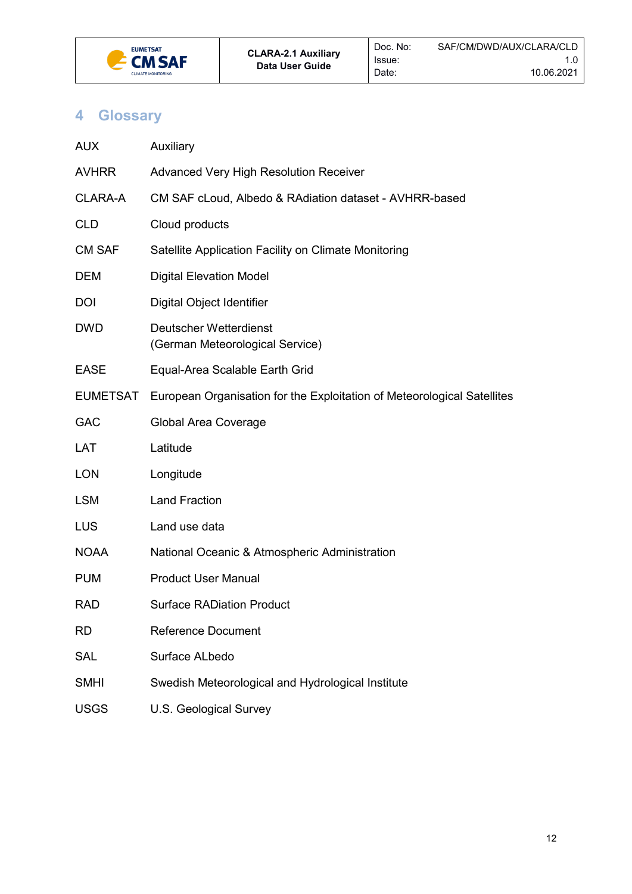# 4 Glossary

| | |
|---|---|
| AUX | Auxiliary |
| AVHRR | Advanced Very High Resolution Receiver |
| CLARA-A | CM SAF cLoud, Albedo & RAdiation dataset - AVHRR-based |
| CLD | Cloud products |
| CM SAF | Satellite Application Facility on Climate Monitoring |
| DEM | Digital Elevation Model |
| DOI | Digital Object Identifier |
| DWD | Deutscher Wetterdienst (German Meteorological Service) |
| EASE | Equal-Area Scalable Earth Grid |
| EUMETSAT | European Organisation for the Exploitation of Meteorological Satellites |
| GAC | Global Area Coverage |
| LAT | Latitude |
| LON | Longitude |
| LSM | Land Fraction |
| LUS | Land use data |
| NOAA | National Oceanic & Atmospheric Administration |
| PUM | Product User Manual |
| RAD | Surface RADiation Product |
| RD | Reference Document |
| SAL | Surface ALbedo |
| SMHI | Swedish Meteorological and Hydrological Institute |
| USGS | U.S. Geological Survey |